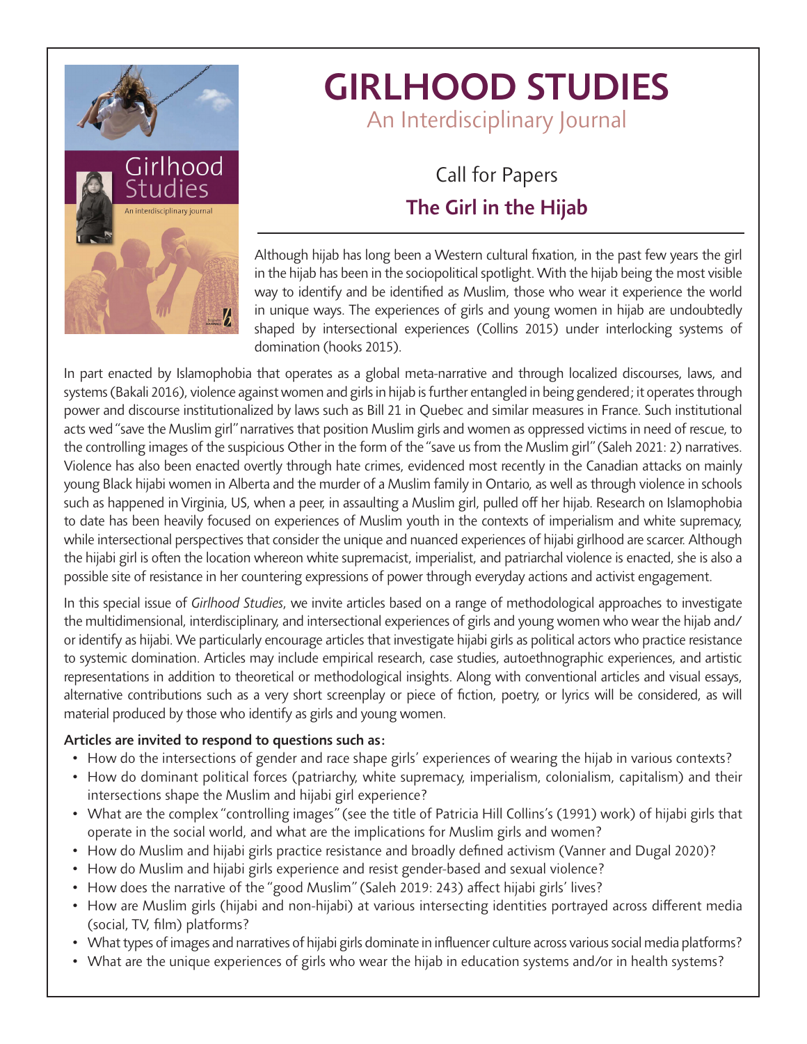# GIRLHOOD STUDIES

An Interdisciplinary Journal

## Call for Papers

## The Girl in the Hijab

Although hijab has long been a Western cultural fixation, in the past few years the girl in the hijab has been in the sociopolitical spotlight. With the hijab being the most visible way to identify and be identified as Muslim, those who wear it experience the world in unique ways. The experiences of girls and young women in hijab are undoubtedly shaped by intersectional experiences (Collins 2015) under interlocking systems of domination (hooks 2015).

In part enacted by Islamophobia that operates as a global meta-narrative and through localized discourses, laws, and systems (Bakali 2016), violence against women and girls in hijab is further entangled in being gendered; it operates through power and discourse institutionalized by laws such as Bill 21 in Quebec and similar measures in France. Such institutional acts wed "save the Muslim girl" narratives that position Muslim girls and women as oppressed victims in need of rescue, to the controlling images of the suspicious Other in the form of the "save us from the Muslim girl" (Saleh 2021: 2) narratives. Violence has also been enacted overtly through hate crimes, evidenced most recently in the Canadian attacks on mainly young Black hijabi women in Alberta and the murder of a Muslim family in Ontario, as well as through violence in schools such as happened in Virginia, US, when a peer, in assaulting a Muslim girl, pulled off her hijab. Research on Islamophobia to date has been heavily focused on experiences of Muslim youth in the contexts of imperialism and white supremacy, while intersectional perspectives that consider the unique and nuanced experiences of hijabi girlhood are scarcer. Although the hijabi girl is often the location whereon white supremacist, imperialist, and patriarchal violence is enacted, she is also a possible site of resistance in her countering expressions of power through everyday actions and activist engagement.

In this special issue of *Girlhood Studies*, we invite articles based on a range of methodological approaches to investigate the multidimensional, interdisciplinary, and intersectional experiences of girls and young women who wear the hijab and/or identify as hijabi. We particularly encourage articles that investigate hijabi girls as political actors who practice resistance to systemic domination. Articles may include empirical research, case studies, autoethnographic experiences, and artistic representations in addition to theoretical or methodological insights. Along with conventional articles and visual essays, alternative contributions such as a very short screenplay or piece of fiction, poetry, or lyrics will be considered, as will material produced by those who identify as girls and young women.

**Articles are invited to respond to questions such as:**

- How do the intersections of gender and race shape girls' experiences of wearing the hijab in various contexts?
- How do dominant political forces (patriarchy, white supremacy, imperialism, colonialism, capitalism) and their intersections shape the Muslim and hijabi girl experience?
- What are the complex "controlling images" (see the title of Patricia Hill Collins's (1991) work) of hijabi girls that operate in the social world, and what are the implications for Muslim girls and women?
- How do Muslim and hijabi girls practice resistance and broadly defined activism (Vanner and Dugal 2020)?
- How do Muslim and hijabi girls experience and resist gender-based and sexual violence?
- How does the narrative of the "good Muslim" (Saleh 2019: 243) affect hijabi girls' lives?
- How are Muslim girls (hijabi and non-hijabi) at various intersecting identities portrayed across different media (social, TV, film) platforms?
- What types of images and narratives of hijabi girls dominate in influencer culture across various social media platforms?
- What are the unique experiences of girls who wear the hijab in education systems and/or in health systems?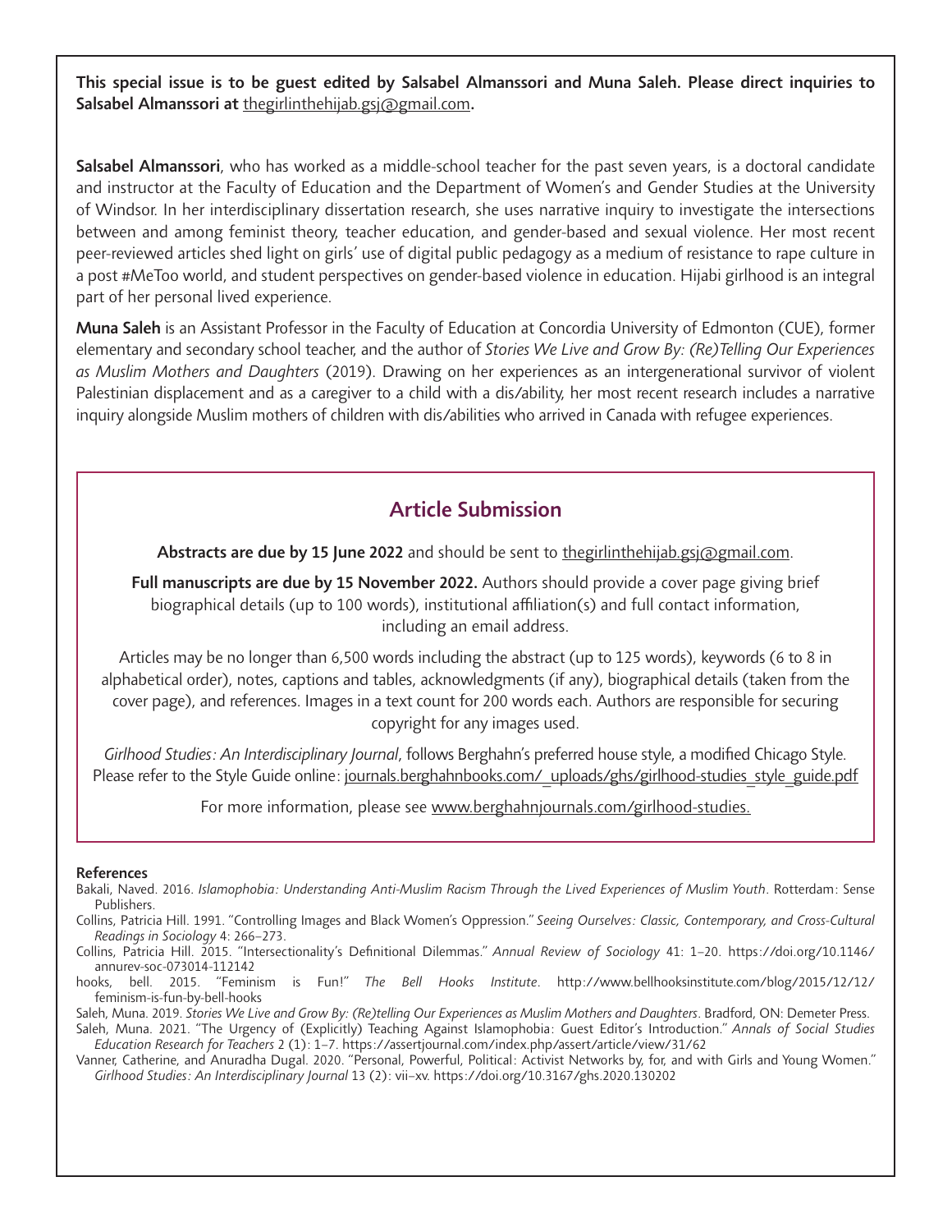**This special issue is to be guest edited by Salsabel Almanssori and Muna Saleh. Please direct inquiries to Salsabel Almanssori at** thegirlinthehijab.gsj@gmail.com**.**

**Salsabel Almanssori**, who has worked as a middle-school teacher for the past seven years, is a doctoral candidate and instructor at the Faculty of Education and the Department of Women's and Gender Studies at the University of Windsor. In her interdisciplinary dissertation research, she uses narrative inquiry to investigate the intersections between and among feminist theory, teacher education, and gender-based and sexual violence. Her most recent peer-reviewed articles shed light on girls' use of digital public pedagogy as a medium of resistance to rape culture in a post #MeToo world, and student perspectives on gender-based violence in education. Hijabi girlhood is an integral part of her personal lived experience.

**Muna Saleh** is an Assistant Professor in the Faculty of Education at Concordia University of Edmonton (CUE), former elementary and secondary school teacher, and the author of *Stories We Live and Grow By: (Re)Telling Our Experiences as Muslim Mothers and Daughters* (2019). Drawing on her experiences as an intergenerational survivor of violent Palestinian displacement and as a caregiver to a child with a dis/ability, her most recent research includes a narrative inquiry alongside Muslim mothers of children with dis/abilities who arrived in Canada with refugee experiences.

## Article Submission

**Abstracts are due by 15 June 2022** and should be sent to thegirlinthehijab.gsj@gmail.com.

**Full manuscripts are due by 15 November 2022.** Authors should provide a cover page giving brief biographical details (up to 100 words), institutional affiliation(s) and full contact information, including an email address.

Articles may be no longer than 6,500 words including the abstract (up to 125 words), keywords (6 to 8 in alphabetical order), notes, captions and tables, acknowledgments (if any), biographical details (taken from the cover page), and references. Images in a text count for 200 words each. Authors are responsible for securing copyright for any images used.

*Girlhood Studies: An Interdisciplinary Journal*, follows Berghahn's preferred house style, a modified Chicago Style. Please refer to the Style Guide online: journals.berghahnbooks.com/_uploads/ghs/girlhood-studies_style_guide.pdf

For more information, please see www.berghahnjournals.com/girlhood-studies.

### References

Bakali, Naved. 2016. *Islamophobia: Understanding Anti-Muslim Racism Through the Lived Experiences of Muslim Youth*. Rotterdam: Sense Publishers.

Collins, Patricia Hill. 1991. "Controlling Images and Black Women's Oppression." *Seeing Ourselves: Classic, Contemporary, and Cross-Cultural Readings in Sociology* 4: 266–273.

Collins, Patricia Hill. 2015. "Intersectionality's Definitional Dilemmas." *Annual Review of Sociology* 41: 1–20. https://doi.org/10.1146/annurev-soc-073014-112142

hooks, bell. 2015. "Feminism is Fun!" *The Bell Hooks Institute*. http://www.bellhooksinstitute.com/blog/2015/12/12/feminism-is-fun-by-bell-hooks

Saleh, Muna. 2019. *Stories We Live and Grow By: (Re)telling Our Experiences as Muslim Mothers and Daughters*. Bradford, ON: Demeter Press.

Saleh, Muna. 2021. "The Urgency of (Explicitly) Teaching Against Islamophobia: Guest Editor's Introduction." *Annals of Social Studies Education Research for Teachers* 2 (1): 1–7. https://assertjournal.com/index.php/assert/article/view/31/62

Vanner, Catherine, and Anuradha Dugal. 2020. "Personal, Powerful, Political: Activist Networks by, for, and with Girls and Young Women." *Girlhood Studies: An Interdisciplinary Journal* 13 (2): vii–xv. https://doi.org/10.3167/ghs.2020.130202